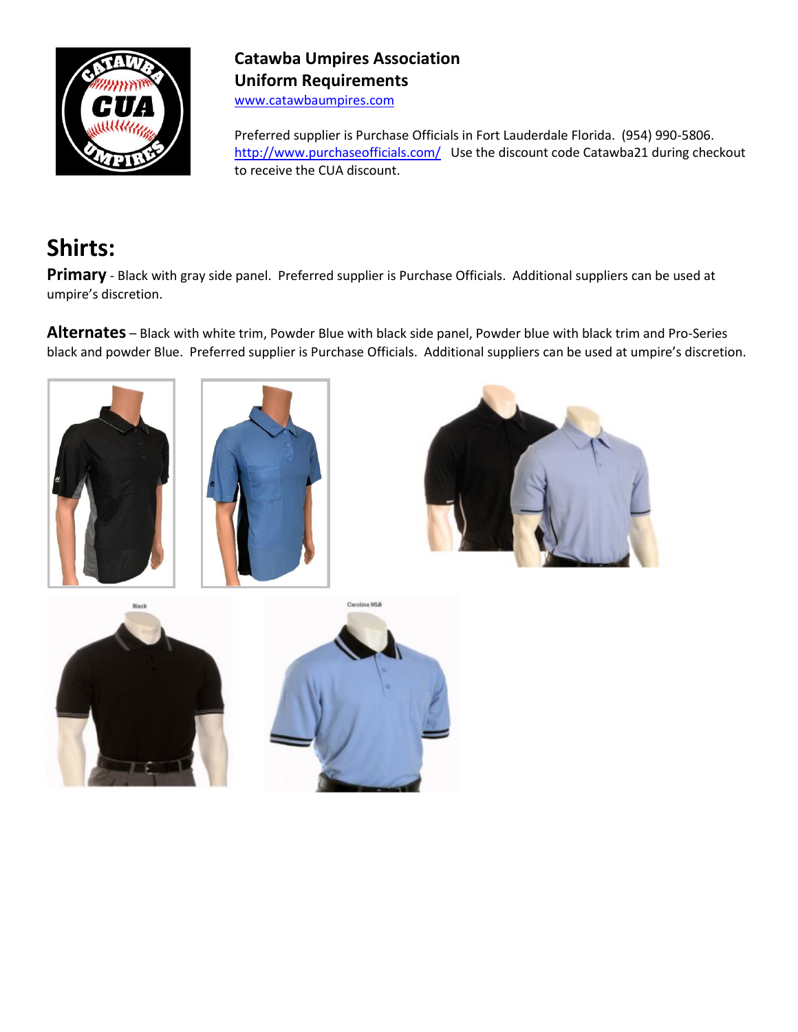**Catawba Umpires Association**
**Uniform Requirements**
[www.catawbaumpires.com](http://www.catawbaumpires.com)

Preferred supplier is Purchase Officials in Fort Lauderdale Florida. (954) 990-5806. [http://www.purchaseofficials.com/](http://www.purchaseofficials.com/) Use the discount code Catawba21 during checkout to receive the CUA discount.

# Shirts:

**Primary** - Black with gray side panel. Preferred supplier is Purchase Officials. Additional suppliers can be used at umpire's discretion.

**Alternates** – Black with white trim, Powder Blue with black side panel, Powder blue with black trim and Pro-Series black and powder Blue. Preferred supplier is Purchase Officials. Additional suppliers can be used at umpire's discretion.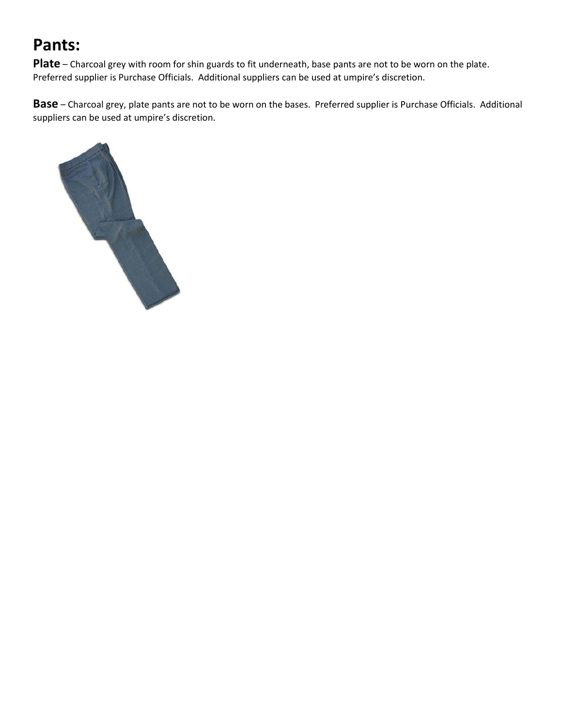# Pants:

**Plate** – Charcoal grey with room for shin guards to fit underneath, base pants are not to be worn on the plate. Preferred supplier is Purchase Officials. Additional suppliers can be used at umpire's discretion.

**Base** – Charcoal grey, plate pants are not to be worn on the bases. Preferred supplier is Purchase Officials. Additional suppliers can be used at umpire's discretion.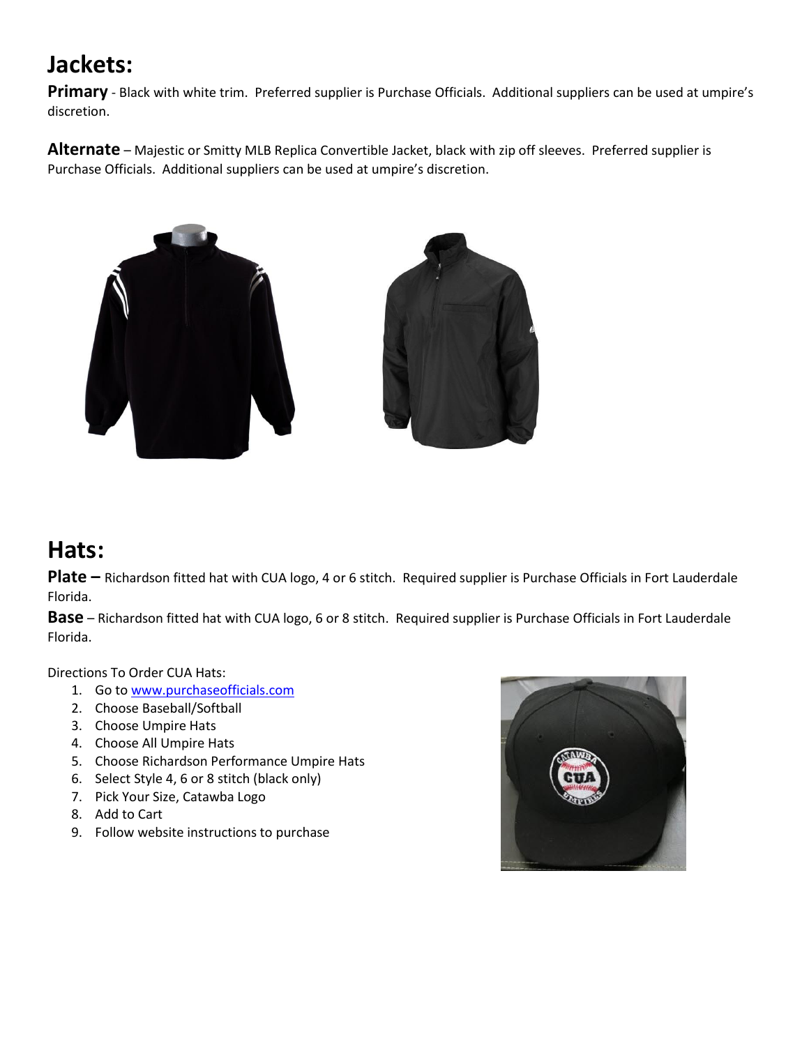# Jackets:

**Primary** - Black with white trim. Preferred supplier is Purchase Officials. Additional suppliers can be used at umpire's discretion.

**Alternate** – Majestic or Smitty MLB Replica Convertible Jacket, black with zip off sleeves. Preferred supplier is Purchase Officials. Additional suppliers can be used at umpire's discretion.

# Hats:

**Plate –** Richardson fitted hat with CUA logo, 4 or 6 stitch. Required supplier is Purchase Officials in Fort Lauderdale Florida.

**Base** – Richardson fitted hat with CUA logo, 6 or 8 stitch. Required supplier is Purchase Officials in Fort Lauderdale Florida.

Directions To Order CUA Hats:

1. Go to www.purchaseofficials.com
2. Choose Baseball/Softball
3. Choose Umpire Hats
4. Choose All Umpire Hats
5. Choose Richardson Performance Umpire Hats
6. Select Style 4, 6 or 8 stitch (black only)
7. Pick Your Size, Catawba Logo
8. Add to Cart
9. Follow website instructions to purchase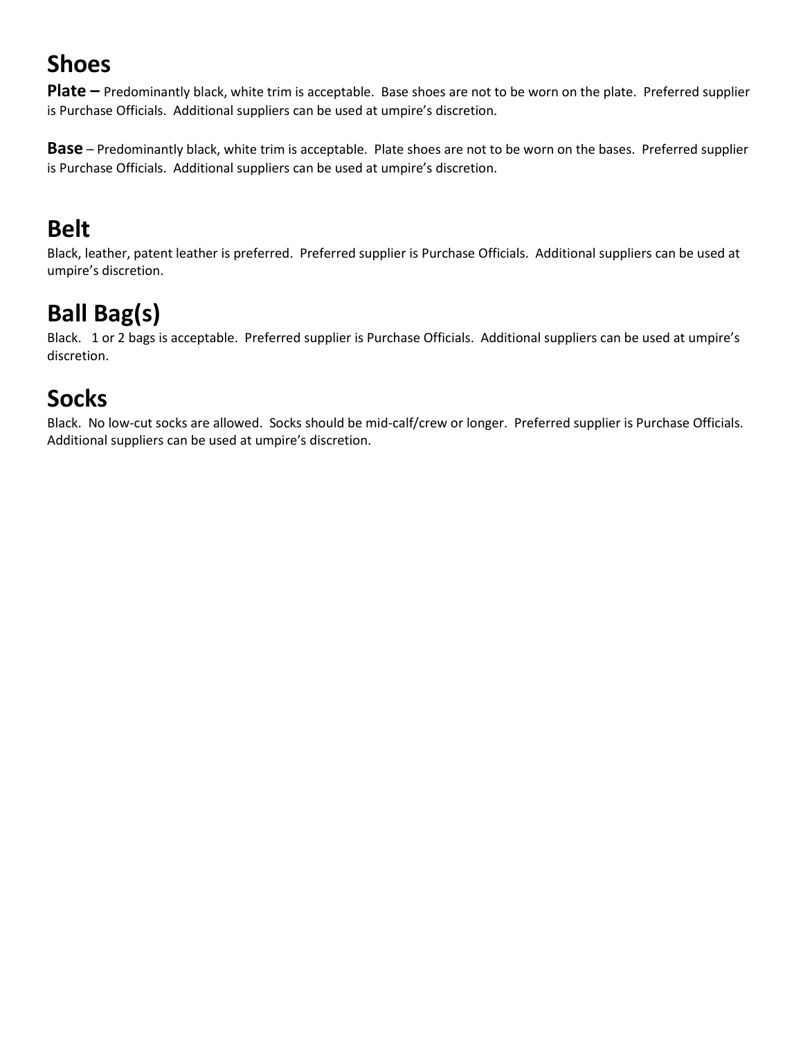## Shoes

**Plate –** Predominantly black, white trim is acceptable. Base shoes are not to be worn on the plate. Preferred supplier is Purchase Officials. Additional suppliers can be used at umpire's discretion.

**Base** – Predominantly black, white trim is acceptable. Plate shoes are not to be worn on the bases. Preferred supplier is Purchase Officials. Additional suppliers can be used at umpire's discretion.

## Belt

Black, leather, patent leather is preferred. Preferred supplier is Purchase Officials. Additional suppliers can be used at umpire's discretion.

## Ball Bag(s)

Black. 1 or 2 bags is acceptable. Preferred supplier is Purchase Officials. Additional suppliers can be used at umpire's discretion.

## Socks

Black. No low-cut socks are allowed. Socks should be mid-calf/crew or longer. Preferred supplier is Purchase Officials. Additional suppliers can be used at umpire's discretion.